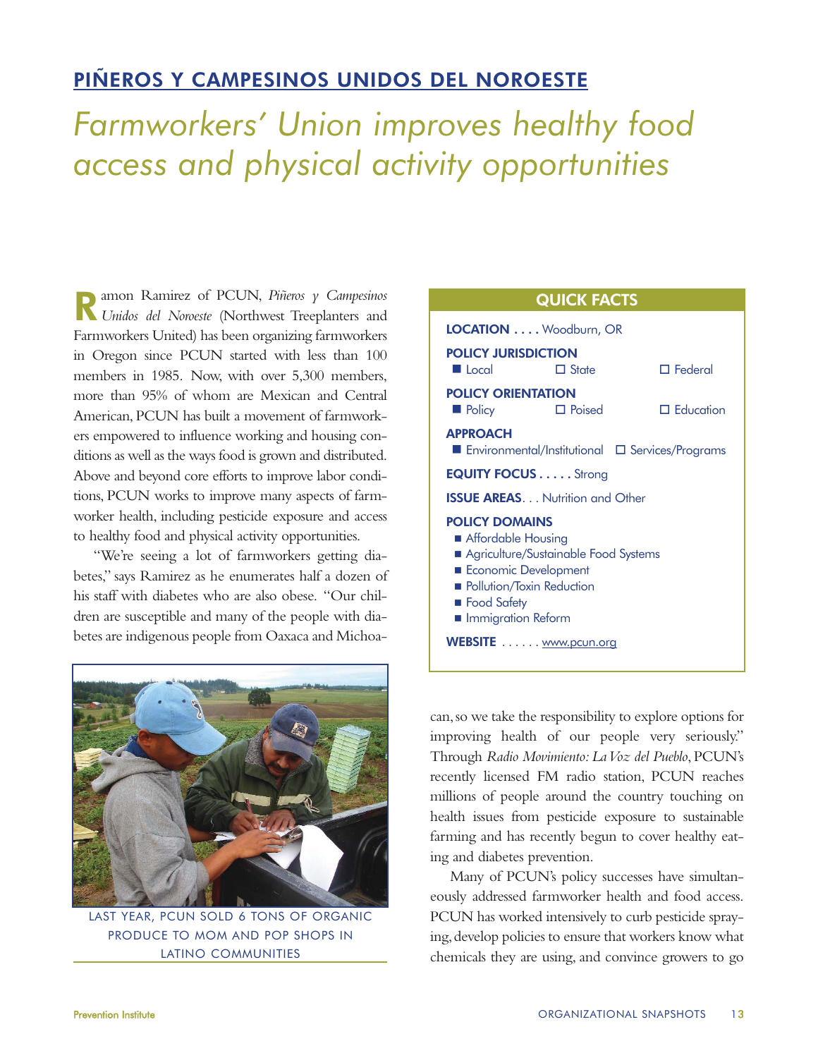## PIÑEROS Y CAMPESINOS UNIDOS DEL NOROESTE

# *Farmworkers' Union improves healthy food access and physical activity opportunities*

Ramon Ramirez of PCUN, *Piñeros y Campesinos Unidos del Noroeste* (Northwest Treeplanters and Farmworkers United) has been organizing farmworkers in Oregon since PCUN started with less than 100 members in 1985. Now, with over 5,300 members, more than 95% of whom are Mexican and Central American, PCUN has built a movement of farmworkers empowered to influence working and housing conditions as well as the ways food is grown and distributed. Above and beyond core efforts to improve labor conditions, PCUN works to improve many aspects of farmworker health, including pesticide exposure and access to healthy food and physical activity opportunities.

"We're seeing a lot of farmworkers getting diabetes," says Ramirez as he enumerates half a dozen of his staff with diabetes who are also obese. "Our children are susceptible and many of the people with diabetes are indigenous people from Oaxaca and Michoacan, so we take the responsibility to explore options for improving health of our people very seriously." Through *Radio Movimiento: La Voz del Pueblo*, PCUN's recently licensed FM radio station, PCUN reaches millions of people around the country touching on health issues from pesticide exposure to sustainable farming and has recently begun to cover healthy eating and diabetes prevention.

LAST YEAR, PCUN SOLD 6 TONS OF ORGANIC PRODUCE TO MOM AND POP SHOPS IN LATINO COMMUNITIES

### QUICK FACTS

**LOCATION** . . . . Woodburn, OR

**POLICY JURISDICTION**
- ■ Local
- ☐ State
- ☐ Federal

**POLICY ORIENTATION**
- ■ Policy
- ☐ Poised
- ☐ Education

**APPROACH**
- ■ Environmental/Institutional
- ☐ Services/Programs

**EQUITY FOCUS** . . . . . Strong

**ISSUE AREAS**. . . Nutrition and Other

**POLICY DOMAINS**
- ■ Affordable Housing
- ■ Agriculture/Sustainable Food Systems
- ■ Economic Development
- ■ Pollution/Toxin Reduction
- ■ Food Safety
- ■ Immigration Reform

**WEBSITE** . . . . . . www.pcun.org

Many of PCUN's policy successes have simultaneously addressed farmworker health and food access. PCUN has worked intensively to curb pesticide spraying, develop policies to ensure that workers know what chemicals they are using, and convince growers to go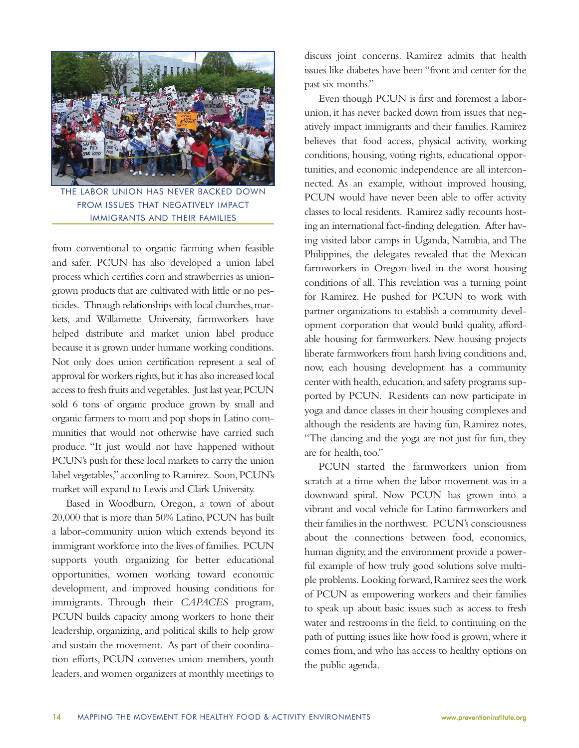THE LABOR UNION HAS NEVER BACKED DOWN FROM ISSUES THAT NEGATIVELY IMPACT IMMIGRANTS AND THEIR FAMILIES

from conventional to organic farming when feasible and safer. PCUN has also developed a union label process which certifies corn and strawberries as union-grown products that are cultivated with little or no pesticides. Through relationships with local churches, markets, and Willamette University, farmworkers have helped distribute and market union label produce because it is grown under humane working conditions. Not only does union certification represent a seal of approval for workers rights, but it has also increased local access to fresh fruits and vegetables. Just last year, PCUN sold 6 tons of organic produce grown by small and organic farmers to mom and pop shops in Latino communities that would not otherwise have carried such produce. "It just would not have happened without PCUN's push for these local markets to carry the union label vegetables," according to Ramirez. Soon, PCUN's market will expand to Lewis and Clark University.

Based in Woodburn, Oregon, a town of about 20,000 that is more than 50% Latino, PCUN has built a labor-community union which extends beyond its immigrant workforce into the lives of families. PCUN supports youth organizing for better educational opportunities, women working toward economic development, and improved housing conditions for immigrants. Through their *CAPACES* program, PCUN builds capacity among workers to hone their leadership, organizing, and political skills to help grow and sustain the movement. As part of their coordination efforts, PCUN convenes union members, youth leaders, and women organizers at monthly meetings to discuss joint concerns. Ramirez admits that health issues like diabetes have been "front and center for the past six months."

Even though PCUN is first and foremost a labor-union, it has never backed down from issues that negatively impact immigrants and their families. Ramirez believes that food access, physical activity, working conditions, housing, voting rights, educational opportunities, and economic independence are all interconnected. As an example, without improved housing, PCUN would have never been able to offer activity classes to local residents. Ramirez sadly recounts hosting an international fact-finding delegation. After having visited labor camps in Uganda, Namibia, and The Philippines, the delegates revealed that the Mexican farmworkers in Oregon lived in the worst housing conditions of all. This revelation was a turning point for Ramirez. He pushed for PCUN to work with partner organizations to establish a community development corporation that would build quality, affordable housing for farmworkers. New housing projects liberate farmworkers from harsh living conditions and, now, each housing development has a community center with health, education, and safety programs supported by PCUN. Residents can now participate in yoga and dance classes in their housing complexes and although the residents are having fun, Ramirez notes, "The dancing and the yoga are not just for fun, they are for health, too."

PCUN started the farmworkers union from scratch at a time when the labor movement was in a downward spiral. Now PCUN has grown into a vibrant and vocal vehicle for Latino farmworkers and their families in the northwest. PCUN's consciousness about the connections between food, economics, human dignity, and the environment provide a powerful example of how truly good solutions solve multiple problems. Looking forward, Ramirez sees the work of PCUN as empowering workers and their families to speak up about basic issues such as access to fresh water and restrooms in the field, to continuing on the path of putting issues like how food is grown, where it comes from, and who has access to healthy options on the public agenda.